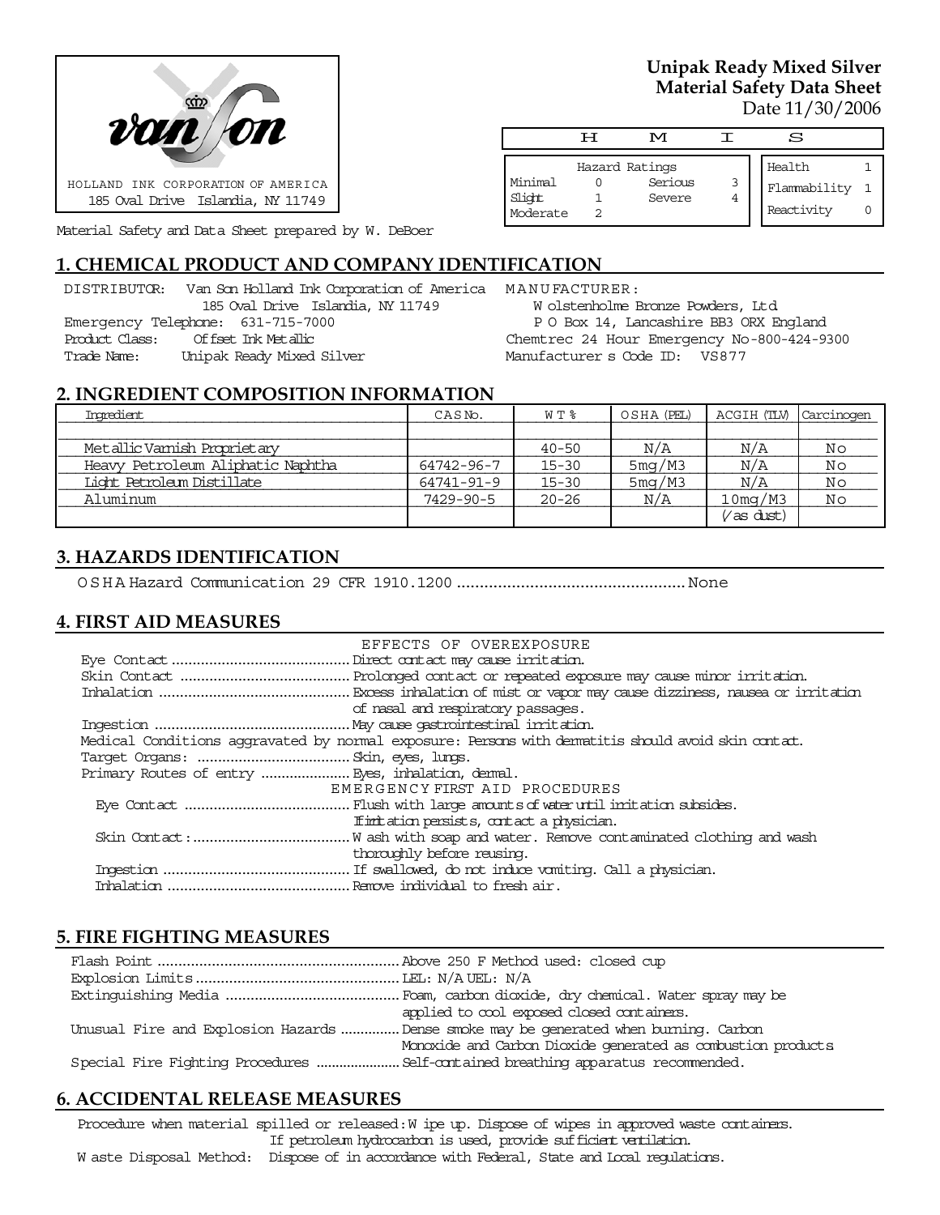HOLLAND INK CORPORATION OF AMERICA
185 Oval Drive Islandia, NY 11749

Material Safety and Data Sheet prepared by W. DeBoer

**Unipak Ready Mixed Silver**
**Material Safety Data Sheet**
Date 11/30/2006

**H M I S**

| Hazard Ratings | | | |
|---|---|---|---|
| Minimal | 0 | Serious | 3 |
| Slight | 1 | Severe | 4 |
| Moderate | 2 | | |

| | |
|---|---|
| Health | 1 |
| Flammability | 1 |
| Reactivity | 0 |

## 1. CHEMICAL PRODUCT AND COMPANY IDENTIFICATION

DISTRIBUTOR: Van Son Holland Ink Corporation of America
185 Oval Drive Islandia, NY 11749
Emergency Telephone: 631-715-7000
Product Class: Offset Ink Metallic
Trade Name: Unipak Ready Mixed Silver

MANUFACTURER:
Wolstenholme Bronze Powders, Ltd.
P O Box 14, Lancashire BB3 ORX England
Chemtrec 24 Hour Emergency No-800-424-9300
Manufacturer s Code ID: VS877

## 2. INGREDIENT COMPOSITION INFORMATION

| Ingredient | CAS No. | WT % | OSHA (PEL) | ACGIH (TLV) | Carcinogen |
|---|---|---|---|---|---|
| Metallic Varnish Proprietary | | 40-50 | N/A | N/A | No |
| Heavy Petroleum Aliphatic Naphtha | 64742-96-7 | 15-30 | 5mg/M3 | N/A | No |
| Light Petroleum Distillate | 64741-91-9 | 15-30 | 5mg/M3 | N/A | No |
| Aluminum | 7429-90-5 | 20-26 | N/A | 10mg/M3 | No |
| | | | | (as dust) | |

## 3. HAZARDS IDENTIFICATION

OSHA Hazard Communication 29 CFR 1910.1200 .................................................. None

## 4. FIRST AID MEASURES

EFFECTS OF OVEREXPOSURE

Eye Contact .......................................... Direct contact may cause irritation.
Skin Contact ......................................... Prolonged contact or repeated exposure may cause minor irritation.
Inhalation ............................................. Excess inhalation of mist or vapor may cause dizziness, nausea or irritation of nasal and respiratory passages.
Ingestion .............................................. May cause gastrointestinal irritation.
Medical Conditions aggravated by normal exposure: Persons with dermatitis should avoid skin contact.
Target Organs: ..................................... Skin, eyes, lungs.
Primary Routes of entry ...................... Eyes, inhalation, dermal.

EMERGENCY FIRST AID PROCEDURES

Eye Contact ....................................... Flush with large amounts of water until irritation subsides. If irritation persists, contact a physician.
Skin Contact: ..................................... Wash with soap and water. Remove contaminated clothing and wash thoroughly before reusing.
Ingestion ............................................ If swallowed, do not induce vomiting. Call a physician.
Inhalation ........................................... Remove individual to fresh air.

## 5. FIRE FIGHTING MEASURES

Flash Point ........................................................ Above 250 F Method used: closed cup
Explosion Limits ................................................ LEL: N/A UEL: N/A
Extinguishing Media .......................................... Foam, carbon dioxide, dry chemical. Water spray may be applied to cool exposed closed containers.
Unusual Fire and Explosion Hazards ............... Dense smoke may be generated when burning. Carbon Monoxide and Carbon Dioxide generated as combustion products.
Special Fire Fighting Procedures ...................... Self-contained breathing apparatus recommended.

## 6. ACCIDENTAL RELEASE MEASURES

Procedure when material spilled or released: Wipe up. Dispose of wipes in approved waste containers.
If petroleum hydrocarbon is used, provide sufficient ventilation.
Waste Disposal Method: Dispose of in accordance with Federal, State and Local regulations.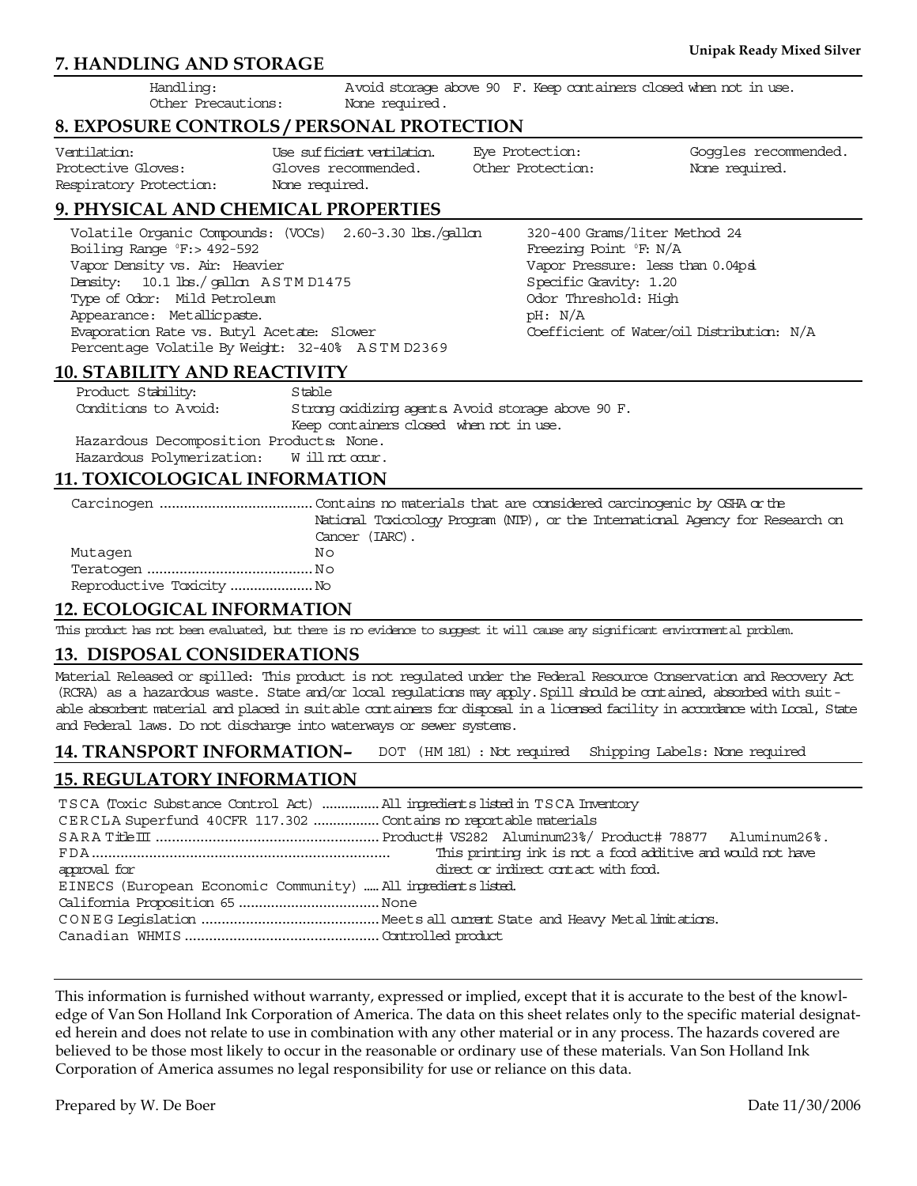## 7. HANDLING AND STORAGE

| | |
|---|---|
| Handling: | Avoid storage above 90 F. Keep containers closed when not in use. |
| Other Precautions: | None required. |

## 8. EXPOSURE CONTROLS / PERSONAL PROTECTION

| | | | |
|---|---|---|---|
| Ventilation: | Use sufficient ventilation. | Eye Protection: | Goggles recommended. |
| Protective Gloves: | Gloves recommended. | Other Protection: | None required. |
| Respiratory Protection: | None required. | | |

## 9. PHYSICAL AND CHEMICAL PROPERTIES

| | |
|---|---|
| Volatile Organic Compounds: (VOCs) 2.60-3.30 lbs./gallon | 320-400 Grams/liter Method 24 |
| Boiling Range °F:> 492-592 | Freezing Point °F: N/A |
| Vapor Density vs. Air: Heavier | Vapor Pressure: less than 0.04psi |
| Density: 10.1 lbs./gallon ASTM D1475 | Specific Gravity: 1.20 |
| Type of Odor: Mild Petroleum | Odor Threshold: High |
| Appearance: Metallic paste. | pH: N/A |
| Evaporation Rate vs. Butyl Acetate: Slower | Coefficient of Water/oil Distribution: N/A |
| Percentage Volatile By Weight: 32-40% ASTM D2369 | |

## 10. STABILITY AND REACTIVITY

Product Stability: Stable

Conditions to Avoid: Strong oxidizing agents. Avoid storage above 90 F. Keep containers closed when not in use.

Hazardous Decomposition Products: None.

Hazardous Polymerization: Will not occur.

## 11. TOXICOLOGICAL INFORMATION

Carcinogen ...................................... Contains no materials that are considered carcinogenic by OSHA or the National Toxicology Program (NTP), or the International Agency for Research on Cancer (IARC).

Mutagen No

Teratogen ......................................... No

Reproductive Toxicity .................... No

## 12. ECOLOGICAL INFORMATION

This product has not been evaluated, but there is no evidence to suggest it will cause any significant environmental problem.

## 13. DISPOSAL CONSIDERATIONS

Material Released or spilled: This product is not regulated under the Federal Resource Conservation and Recovery Act (RCRA) as a hazardous waste. State and/or local regulations may apply. Spill should be contained, absorbed with suitable absorbent material and placed in suitable containers for disposal in a licensed facility in accordance with Local, State and Federal laws. Do not discharge into waterways or sewer systems.

## 14. TRANSPORT INFORMATION– DOT (HM 181) : Not required Shipping Labels: None required

## 15. REGULATORY INFORMATION

TSCA (Toxic Substance Control Act) ............... All ingredients listed in TSCA Inventory

CERCLA Superfund 40CFR 117.302 ................ Contains no reportable materials

SARA Title III ....................................................... Product# VS282 Aluminum23%/ Product# 78877 Aluminum26%.

FDA......................................................................... This printing ink is not a food additive and would not have approval for direct or indirect contact with food.

EINECS (European Economic Community) ..... All ingredients listed.

California Proposition 65 ................................... None

CONEG Legislation ........................................... Meets all current State and Heavy Metal limitations.

Canadian WHMIS ................................................ Controlled product

---

This information is furnished without warranty, expressed or implied, except that it is accurate to the best of the knowledge of Van Son Holland Ink Corporation of America. The data on this sheet relates only to the specific material designated herein and does not relate to use in combination with any other material or in any process. The hazards covered are believed to be those most likely to occur in the reasonable or ordinary use of these materials. Van Son Holland Ink Corporation of America assumes no legal responsibility for use or reliance on this data.

Prepared by W. De Boer

Date 11/30/2006